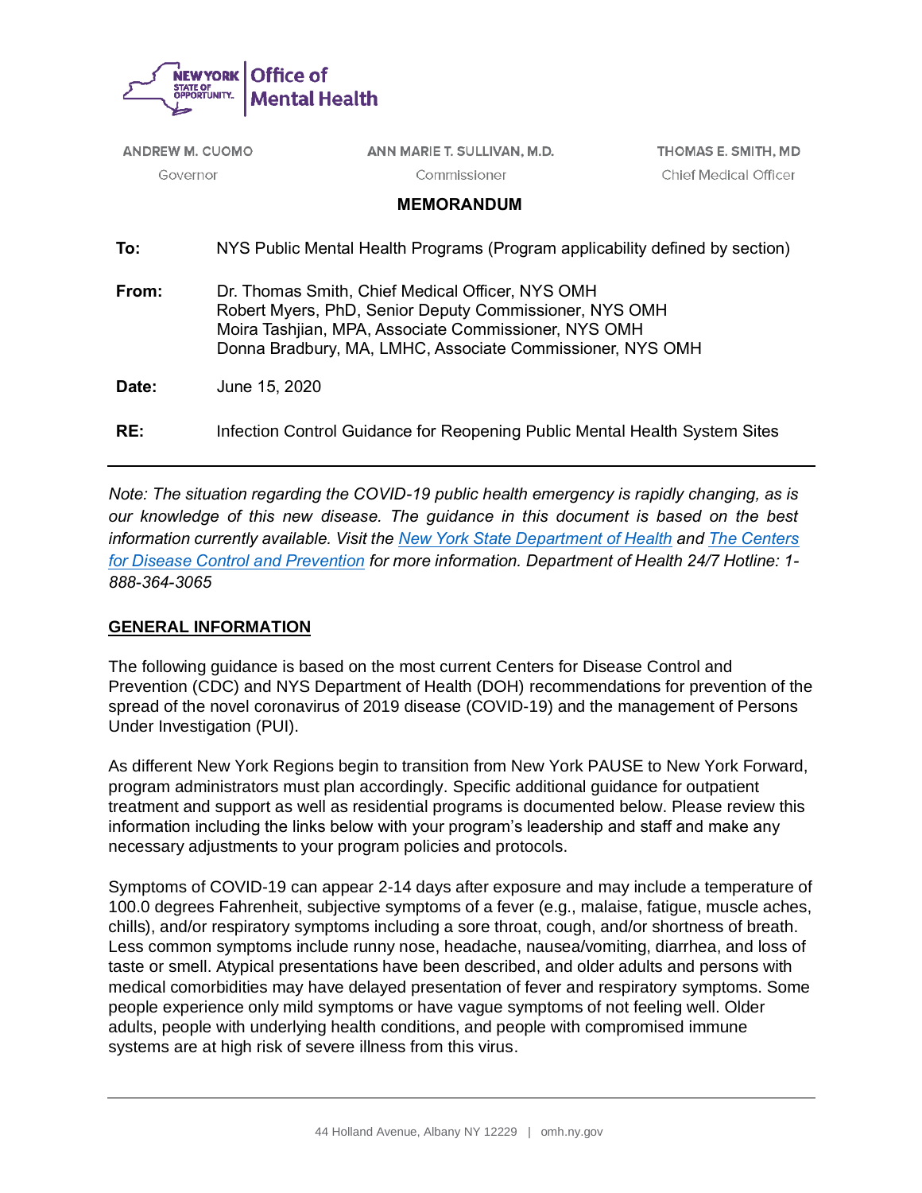NEW YORK STATE OF OPPORTUNITY. | Office of Mental Health

| ANDREW M. CUOMO | ANN MARIE T. SULLIVAN, M.D. | THOMAS E. SMITH, MD |
| --- | --- | --- |
| Governor | Commissioner | Chief Medical Officer |

## MEMORANDUM

**To:** NYS Public Mental Health Programs (Program applicability defined by section)

**From:** Dr. Thomas Smith, Chief Medical Officer, NYS OMH
Robert Myers, PhD, Senior Deputy Commissioner, NYS OMH
Moira Tashjian, MPA, Associate Commissioner, NYS OMH
Donna Bradbury, MA, LMHC, Associate Commissioner, NYS OMH

**Date:** June 15, 2020

**RE:** Infection Control Guidance for Reopening Public Mental Health System Sites

---

*Note: The situation regarding the COVID-19 public health emergency is rapidly changing, as is our knowledge of this new disease. The guidance in this document is based on the best information currently available. Visit the [New York State Department of Health]() and [The Centers for Disease Control and Prevention]() for more information. Department of Health 24/7 Hotline: 1-888-364-3065*

## GENERAL INFORMATION

The following guidance is based on the most current Centers for Disease Control and Prevention (CDC) and NYS Department of Health (DOH) recommendations for prevention of the spread of the novel coronavirus of 2019 disease (COVID-19) and the management of Persons Under Investigation (PUI).

As different New York Regions begin to transition from New York PAUSE to New York Forward, program administrators must plan accordingly. Specific additional guidance for outpatient treatment and support as well as residential programs is documented below. Please review this information including the links below with your program's leadership and staff and make any necessary adjustments to your program policies and protocols.

Symptoms of COVID-19 can appear 2-14 days after exposure and may include a temperature of 100.0 degrees Fahrenheit, subjective symptoms of a fever (e.g., malaise, fatigue, muscle aches, chills), and/or respiratory symptoms including a sore throat, cough, and/or shortness of breath. Less common symptoms include runny nose, headache, nausea/vomiting, diarrhea, and loss of taste or smell. Atypical presentations have been described, and older adults and persons with medical comorbidities may have delayed presentation of fever and respiratory symptoms. Some people experience only mild symptoms or have vague symptoms of not feeling well. Older adults, people with underlying health conditions, and people with compromised immune systems are at high risk of severe illness from this virus.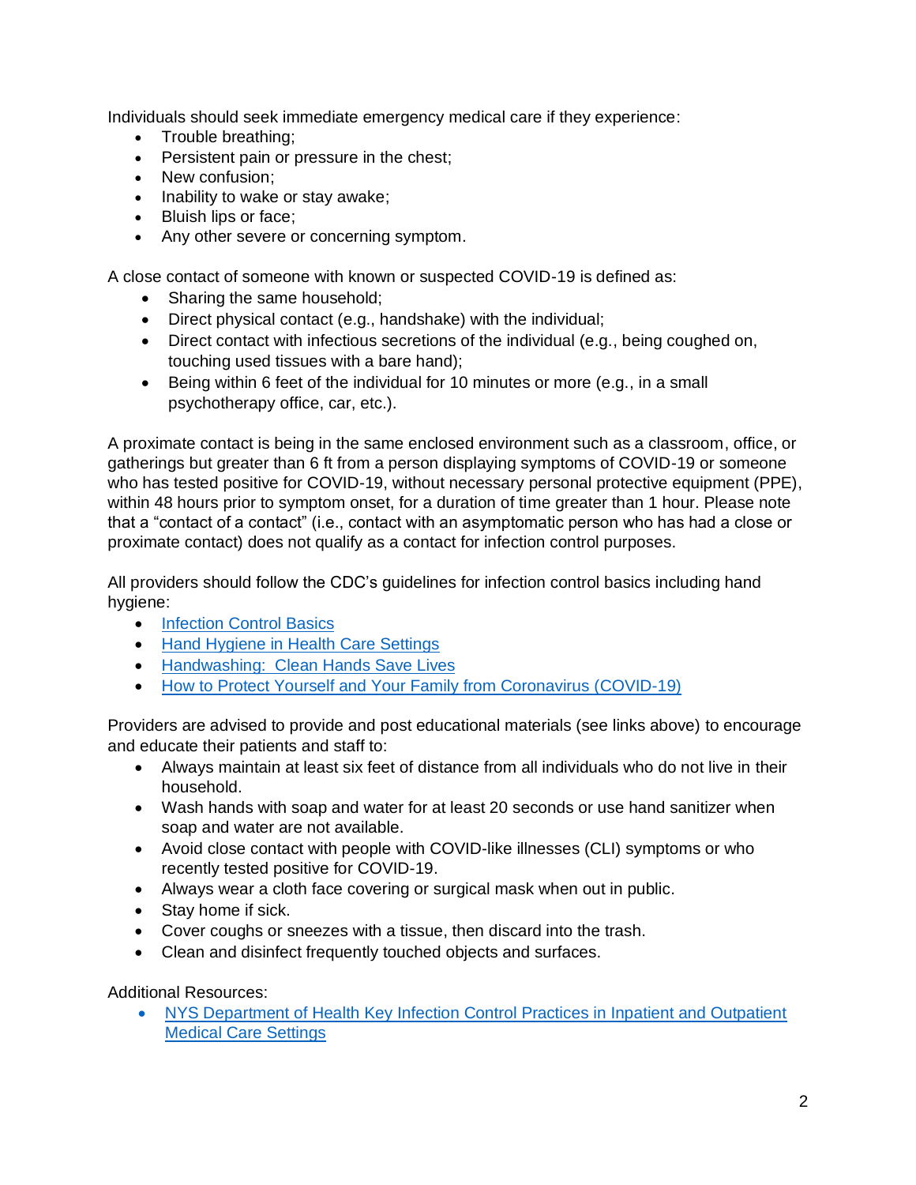Individuals should seek immediate emergency medical care if they experience:

- Trouble breathing;
- Persistent pain or pressure in the chest;
- New confusion;
- Inability to wake or stay awake;
- Bluish lips or face;
- Any other severe or concerning symptom.

A close contact of someone with known or suspected COVID-19 is defined as:

- Sharing the same household;
- Direct physical contact (e.g., handshake) with the individual;
- Direct contact with infectious secretions of the individual (e.g., being coughed on, touching used tissues with a bare hand);
- Being within 6 feet of the individual for 10 minutes or more (e.g., in a small psychotherapy office, car, etc.).

A proximate contact is being in the same enclosed environment such as a classroom, office, or gatherings but greater than 6 ft from a person displaying symptoms of COVID-19 or someone who has tested positive for COVID-19, without necessary personal protective equipment (PPE), within 48 hours prior to symptom onset, for a duration of time greater than 1 hour. Please note that a "contact of a contact" (i.e., contact with an asymptomatic person who has had a close or proximate contact) does not qualify as a contact for infection control purposes.

All providers should follow the CDC's guidelines for infection control basics including hand hygiene:

- Infection Control Basics
- Hand Hygiene in Health Care Settings
- Handwashing: Clean Hands Save Lives
- How to Protect Yourself and Your Family from Coronavirus (COVID-19)

Providers are advised to provide and post educational materials (see links above) to encourage and educate their patients and staff to:

- Always maintain at least six feet of distance from all individuals who do not live in their household.
- Wash hands with soap and water for at least 20 seconds or use hand sanitizer when soap and water are not available.
- Avoid close contact with people with COVID-like illnesses (CLI) symptoms or who recently tested positive for COVID-19.
- Always wear a cloth face covering or surgical mask when out in public.
- Stay home if sick.
- Cover coughs or sneezes with a tissue, then discard into the trash.
- Clean and disinfect frequently touched objects and surfaces.

Additional Resources:

- NYS Department of Health Key Infection Control Practices in Inpatient and Outpatient Medical Care Settings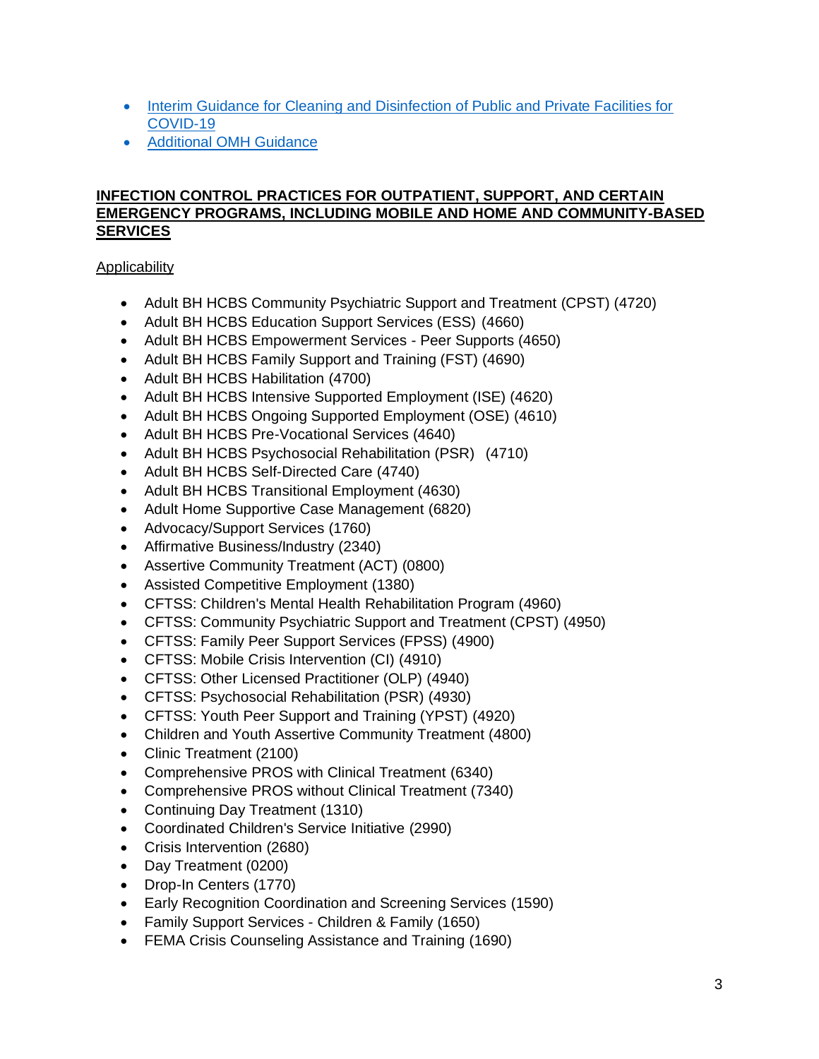- [Interim Guidance for Cleaning and Disinfection of Public and Private Facilities for COVID-19]()
- [Additional OMH Guidance]()

## INFECTION CONTROL PRACTICES FOR OUTPATIENT, SUPPORT, AND CERTAIN EMERGENCY PROGRAMS, INCLUDING MOBILE AND HOME AND COMMUNITY-BASED SERVICES

### Applicability

- Adult BH HCBS Community Psychiatric Support and Treatment (CPST) (4720)
- Adult BH HCBS Education Support Services (ESS) (4660)
- Adult BH HCBS Empowerment Services - Peer Supports (4650)
- Adult BH HCBS Family Support and Training (FST) (4690)
- Adult BH HCBS Habilitation (4700)
- Adult BH HCBS Intensive Supported Employment (ISE) (4620)
- Adult BH HCBS Ongoing Supported Employment (OSE) (4610)
- Adult BH HCBS Pre-Vocational Services (4640)
- Adult BH HCBS Psychosocial Rehabilitation (PSR) (4710)
- Adult BH HCBS Self-Directed Care (4740)
- Adult BH HCBS Transitional Employment (4630)
- Adult Home Supportive Case Management (6820)
- Advocacy/Support Services (1760)
- Affirmative Business/Industry (2340)
- Assertive Community Treatment (ACT) (0800)
- Assisted Competitive Employment (1380)
- CFTSS: Children's Mental Health Rehabilitation Program (4960)
- CFTSS: Community Psychiatric Support and Treatment (CPST) (4950)
- CFTSS: Family Peer Support Services (FPSS) (4900)
- CFTSS: Mobile Crisis Intervention (CI) (4910)
- CFTSS: Other Licensed Practitioner (OLP) (4940)
- CFTSS: Psychosocial Rehabilitation (PSR) (4930)
- CFTSS: Youth Peer Support and Training (YPST) (4920)
- Children and Youth Assertive Community Treatment (4800)
- Clinic Treatment (2100)
- Comprehensive PROS with Clinical Treatment (6340)
- Comprehensive PROS without Clinical Treatment (7340)
- Continuing Day Treatment (1310)
- Coordinated Children's Service Initiative (2990)
- Crisis Intervention (2680)
- Day Treatment (0200)
- Drop-In Centers (1770)
- Early Recognition Coordination and Screening Services (1590)
- Family Support Services - Children & Family (1650)
- FEMA Crisis Counseling Assistance and Training (1690)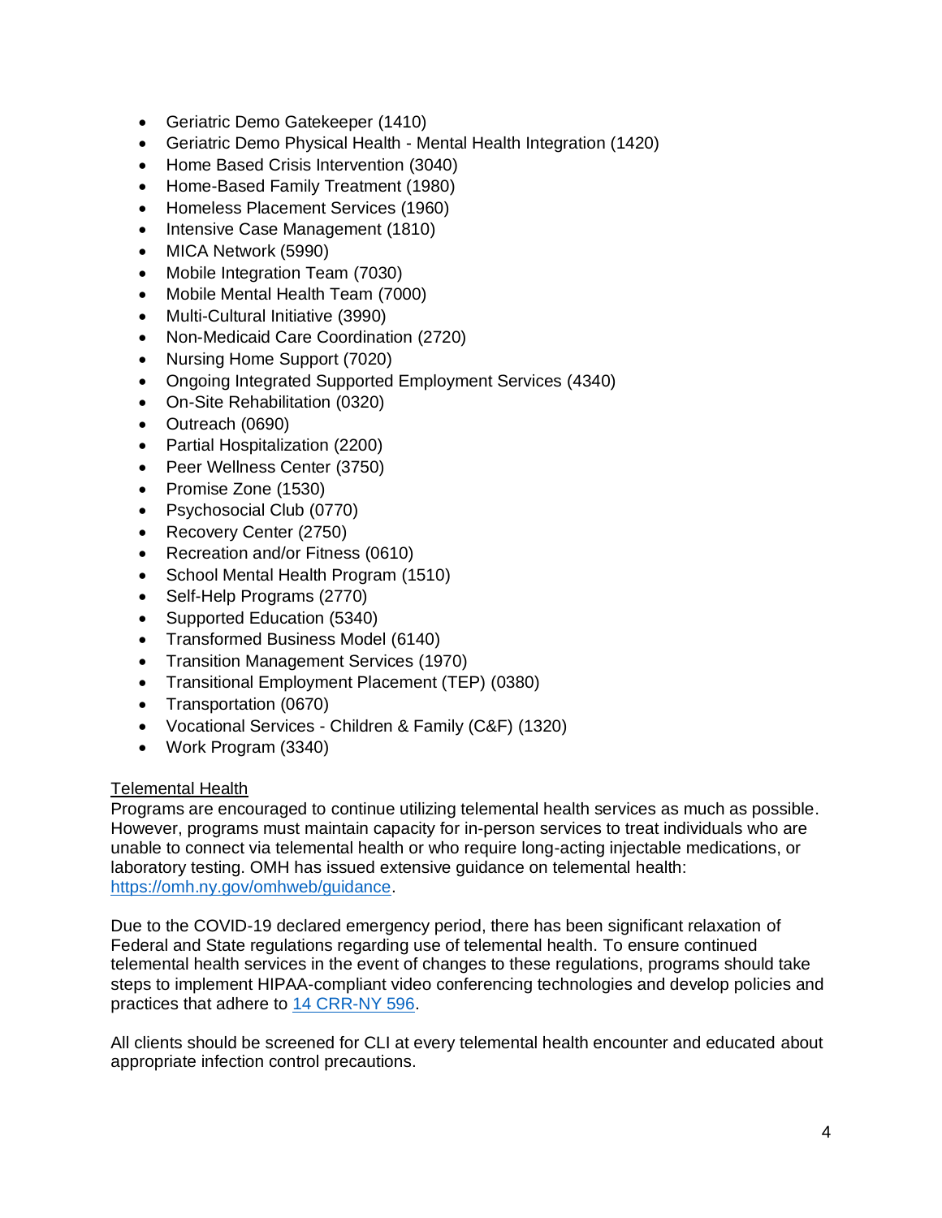- Geriatric Demo Gatekeeper (1410)
- Geriatric Demo Physical Health - Mental Health Integration (1420)
- Home Based Crisis Intervention (3040)
- Home-Based Family Treatment (1980)
- Homeless Placement Services (1960)
- Intensive Case Management (1810)
- MICA Network (5990)
- Mobile Integration Team (7030)
- Mobile Mental Health Team (7000)
- Multi-Cultural Initiative (3990)
- Non-Medicaid Care Coordination (2720)
- Nursing Home Support (7020)
- Ongoing Integrated Supported Employment Services (4340)
- On-Site Rehabilitation (0320)
- Outreach (0690)
- Partial Hospitalization (2200)
- Peer Wellness Center (3750)
- Promise Zone (1530)
- Psychosocial Club (0770)
- Recovery Center (2750)
- Recreation and/or Fitness (0610)
- School Mental Health Program (1510)
- Self-Help Programs (2770)
- Supported Education (5340)
- Transformed Business Model (6140)
- Transition Management Services (1970)
- Transitional Employment Placement (TEP) (0380)
- Transportation (0670)
- Vocational Services - Children & Family (C&F) (1320)
- Work Program (3340)

Telemental Health

Programs are encouraged to continue utilizing telemental health services as much as possible. However, programs must maintain capacity for in-person services to treat individuals who are unable to connect via telemental health or who require long-acting injectable medications, or laboratory testing. OMH has issued extensive guidance on telemental health: [https://omh.ny.gov/omhweb/guidance](https://omh.ny.gov/omhweb/guidance).

Due to the COVID-19 declared emergency period, there has been significant relaxation of Federal and State regulations regarding use of telemental health. To ensure continued telemental health services in the event of changes to these regulations, programs should take steps to implement HIPAA-compliant video conferencing technologies and develop policies and practices that adhere to 14 CRR-NY 596.

All clients should be screened for CLI at every telemental health encounter and educated about appropriate infection control precautions.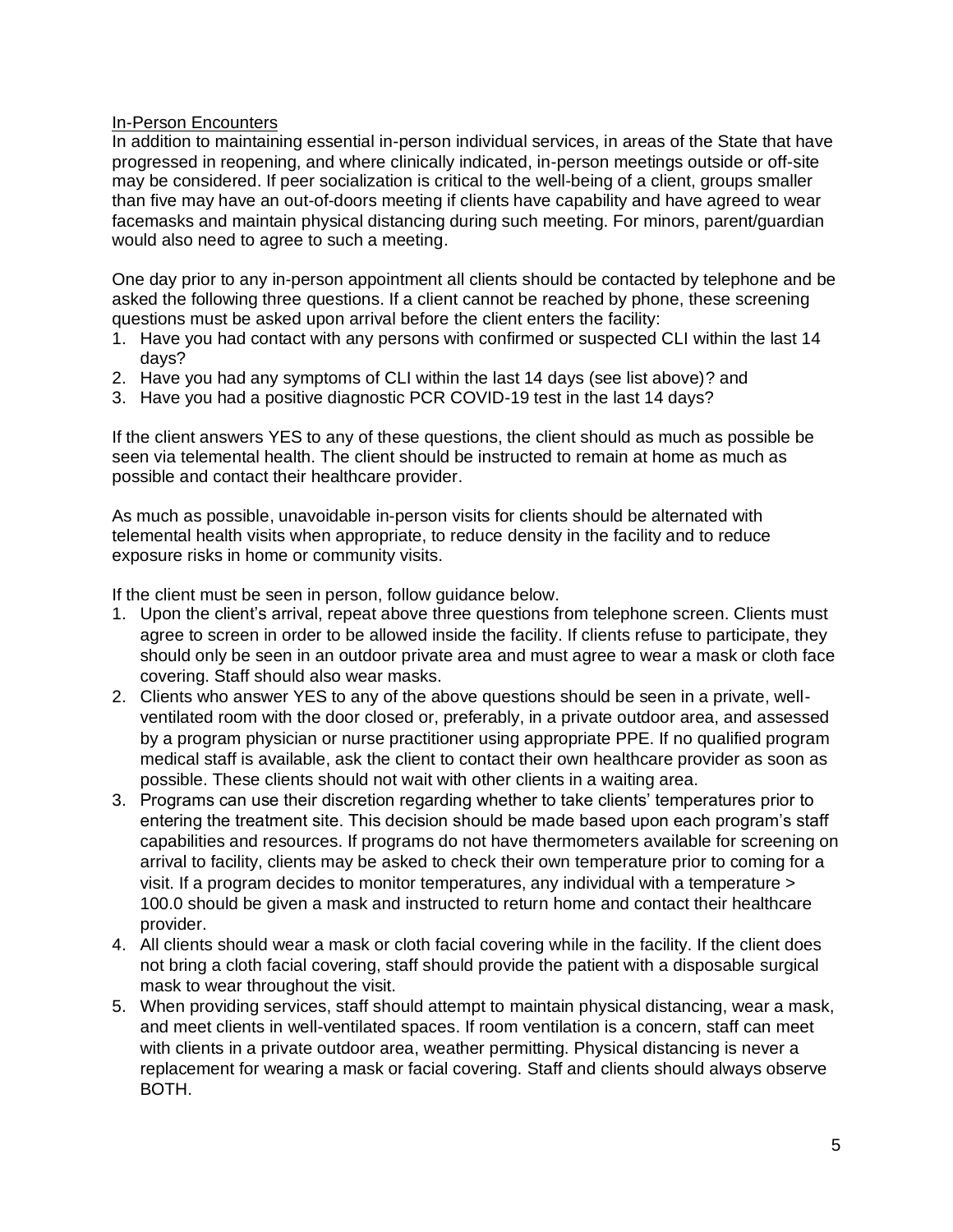<u>In-Person Encounters</u>

In addition to maintaining essential in-person individual services, in areas of the State that have progressed in reopening, and where clinically indicated, in-person meetings outside or off-site may be considered. If peer socialization is critical to the well-being of a client, groups smaller than five may have an out-of-doors meeting if clients have capability and have agreed to wear facemasks and maintain physical distancing during such meeting. For minors, parent/guardian would also need to agree to such a meeting.

One day prior to any in-person appointment all clients should be contacted by telephone and be asked the following three questions. If a client cannot be reached by phone, these screening questions must be asked upon arrival before the client enters the facility:

1. Have you had contact with any persons with confirmed or suspected CLI within the last 14 days?
2. Have you had any symptoms of CLI within the last 14 days (see list above)? and
3. Have you had a positive diagnostic PCR COVID-19 test in the last 14 days?

If the client answers YES to any of these questions, the client should as much as possible be seen via telemental health. The client should be instructed to remain at home as much as possible and contact their healthcare provider.

As much as possible, unavoidable in-person visits for clients should be alternated with telemental health visits when appropriate, to reduce density in the facility and to reduce exposure risks in home or community visits.

If the client must be seen in person, follow guidance below.

1. Upon the client's arrival, repeat above three questions from telephone screen. Clients must agree to screen in order to be allowed inside the facility. If clients refuse to participate, they should only be seen in an outdoor private area and must agree to wear a mask or cloth face covering. Staff should also wear masks.
2. Clients who answer YES to any of the above questions should be seen in a private, well-ventilated room with the door closed or, preferably, in a private outdoor area, and assessed by a program physician or nurse practitioner using appropriate PPE. If no qualified program medical staff is available, ask the client to contact their own healthcare provider as soon as possible. These clients should not wait with other clients in a waiting area.
3. Programs can use their discretion regarding whether to take clients' temperatures prior to entering the treatment site. This decision should be made based upon each program's staff capabilities and resources. If programs do not have thermometers available for screening on arrival to facility, clients may be asked to check their own temperature prior to coming for a visit. If a program decides to monitor temperatures, any individual with a temperature > 100.0 should be given a mask and instructed to return home and contact their healthcare provider.
4. All clients should wear a mask or cloth facial covering while in the facility. If the client does not bring a cloth facial covering, staff should provide the patient with a disposable surgical mask to wear throughout the visit.
5. When providing services, staff should attempt to maintain physical distancing, wear a mask, and meet clients in well-ventilated spaces. If room ventilation is a concern, staff can meet with clients in a private outdoor area, weather permitting. Physical distancing is never a replacement for wearing a mask or facial covering. Staff and clients should always observe BOTH.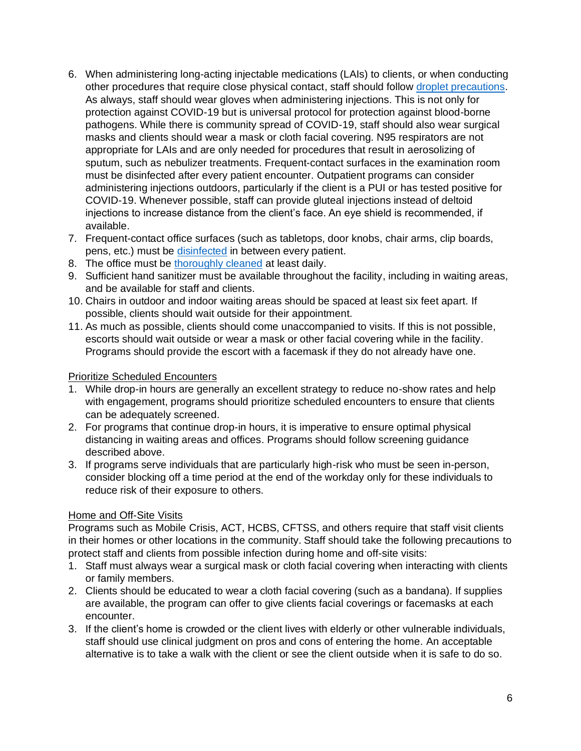6. When administering long-acting injectable medications (LAIs) to clients, or when conducting other procedures that require close physical contact, staff should follow droplet precautions. As always, staff should wear gloves when administering injections. This is not only for protection against COVID-19 but is universal protocol for protection against blood-borne pathogens. While there is community spread of COVID-19, staff should also wear surgical masks and clients should wear a mask or cloth facial covering. N95 respirators are not appropriate for LAIs and are only needed for procedures that result in aerosolizing of sputum, such as nebulizer treatments. Frequent-contact surfaces in the examination room must be disinfected after every patient encounter. Outpatient programs can consider administering injections outdoors, particularly if the client is a PUI or has tested positive for COVID-19. Whenever possible, staff can provide gluteal injections instead of deltoid injections to increase distance from the client's face. An eye shield is recommended, if available.
7. Frequent-contact office surfaces (such as tabletops, door knobs, chair arms, clip boards, pens, etc.) must be disinfected in between every patient.
8. The office must be thoroughly cleaned at least daily.
9. Sufficient hand sanitizer must be available throughout the facility, including in waiting areas, and be available for staff and clients.
10. Chairs in outdoor and indoor waiting areas should be spaced at least six feet apart. If possible, clients should wait outside for their appointment.
11. As much as possible, clients should come unaccompanied to visits. If this is not possible, escorts should wait outside or wear a mask or other facial covering while in the facility. Programs should provide the escort with a facemask if they do not already have one.

<u>Prioritize Scheduled Encounters</u>

1. While drop-in hours are generally an excellent strategy to reduce no-show rates and help with engagement, programs should prioritize scheduled encounters to ensure that clients can be adequately screened.
2. For programs that continue drop-in hours, it is imperative to ensure optimal physical distancing in waiting areas and offices. Programs should follow screening guidance described above.
3. If programs serve individuals that are particularly high-risk who must be seen in-person, consider blocking off a time period at the end of the workday only for these individuals to reduce risk of their exposure to others.

<u>Home and Off-Site Visits</u>

Programs such as Mobile Crisis, ACT, HCBS, CFTSS, and others require that staff visit clients in their homes or other locations in the community. Staff should take the following precautions to protect staff and clients from possible infection during home and off-site visits:

1. Staff must always wear a surgical mask or cloth facial covering when interacting with clients or family members.
2. Clients should be educated to wear a cloth facial covering (such as a bandana). If supplies are available, the program can offer to give clients facial coverings or facemasks at each encounter.
3. If the client's home is crowded or the client lives with elderly or other vulnerable individuals, staff should use clinical judgment on pros and cons of entering the home. An acceptable alternative is to take a walk with the client or see the client outside when it is safe to do so.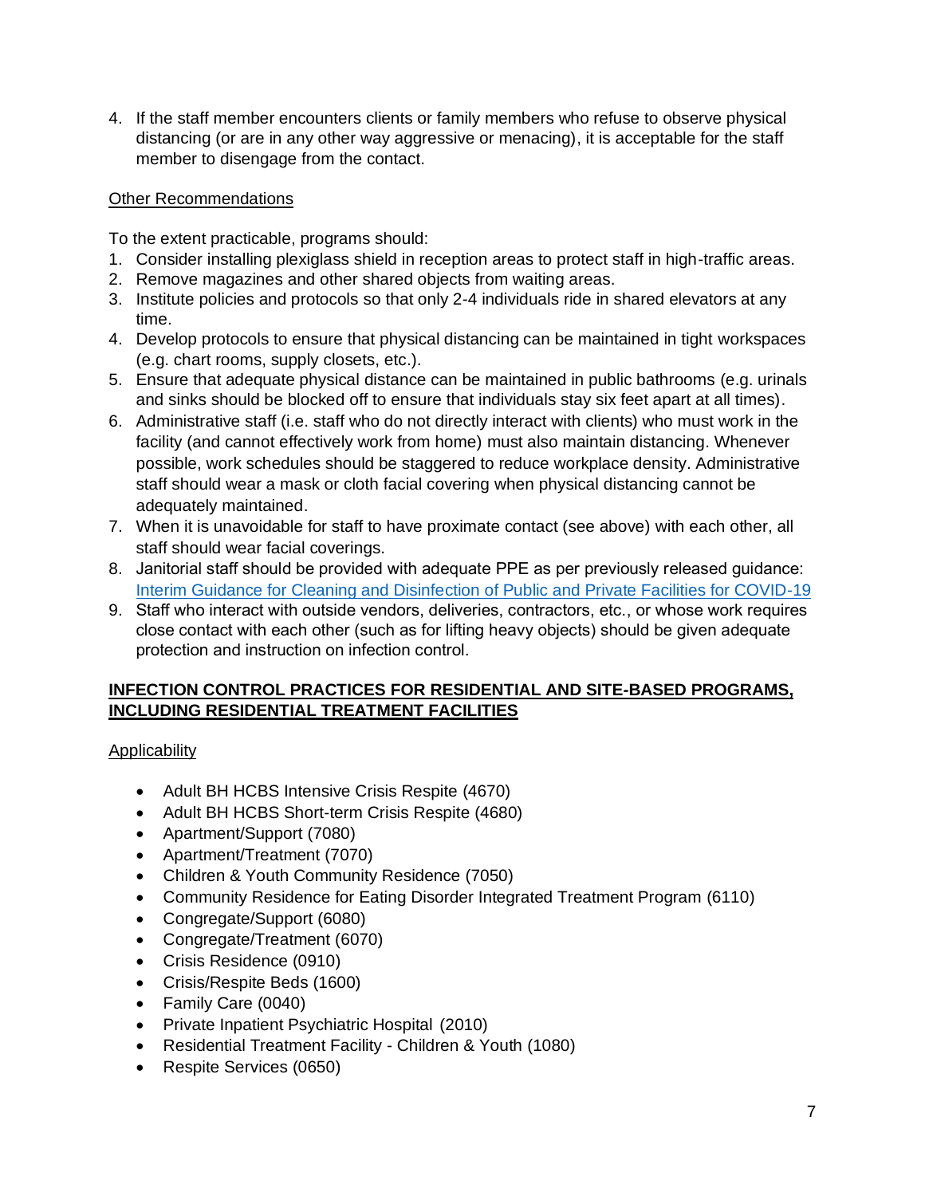4. If the staff member encounters clients or family members who refuse to observe physical distancing (or are in any other way aggressive or menacing), it is acceptable for the staff member to disengage from the contact.

Other Recommendations

To the extent practicable, programs should:

1. Consider installing plexiglass shield in reception areas to protect staff in high-traffic areas.
2. Remove magazines and other shared objects from waiting areas.
3. Institute policies and protocols so that only 2-4 individuals ride in shared elevators at any time.
4. Develop protocols to ensure that physical distancing can be maintained in tight workspaces (e.g. chart rooms, supply closets, etc.).
5. Ensure that adequate physical distance can be maintained in public bathrooms (e.g. urinals and sinks should be blocked off to ensure that individuals stay six feet apart at all times).
6. Administrative staff (i.e. staff who do not directly interact with clients) who must work in the facility (and cannot effectively work from home) must also maintain distancing. Whenever possible, work schedules should be staggered to reduce workplace density. Administrative staff should wear a mask or cloth facial covering when physical distancing cannot be adequately maintained.
7. When it is unavoidable for staff to have proximate contact (see above) with each other, all staff should wear facial coverings.
8. Janitorial staff should be provided with adequate PPE as per previously released guidance: [Interim Guidance for Cleaning and Disinfection of Public and Private Facilities for COVID-19]
9. Staff who interact with outside vendors, deliveries, contractors, etc., or whose work requires close contact with each other (such as for lifting heavy objects) should be given adequate protection and instruction on infection control.

## INFECTION CONTROL PRACTICES FOR RESIDENTIAL AND SITE-BASED PROGRAMS, INCLUDING RESIDENTIAL TREATMENT FACILITIES

Applicability

- Adult BH HCBS Intensive Crisis Respite (4670)
- Adult BH HCBS Short-term Crisis Respite (4680)
- Apartment/Support (7080)
- Apartment/Treatment (7070)
- Children & Youth Community Residence (7050)
- Community Residence for Eating Disorder Integrated Treatment Program (6110)
- Congregate/Support (6080)
- Congregate/Treatment (6070)
- Crisis Residence (0910)
- Crisis/Respite Beds (1600)
- Family Care (0040)
- Private Inpatient Psychiatric Hospital (2010)
- Residential Treatment Facility - Children & Youth (1080)
- Respite Services (0650)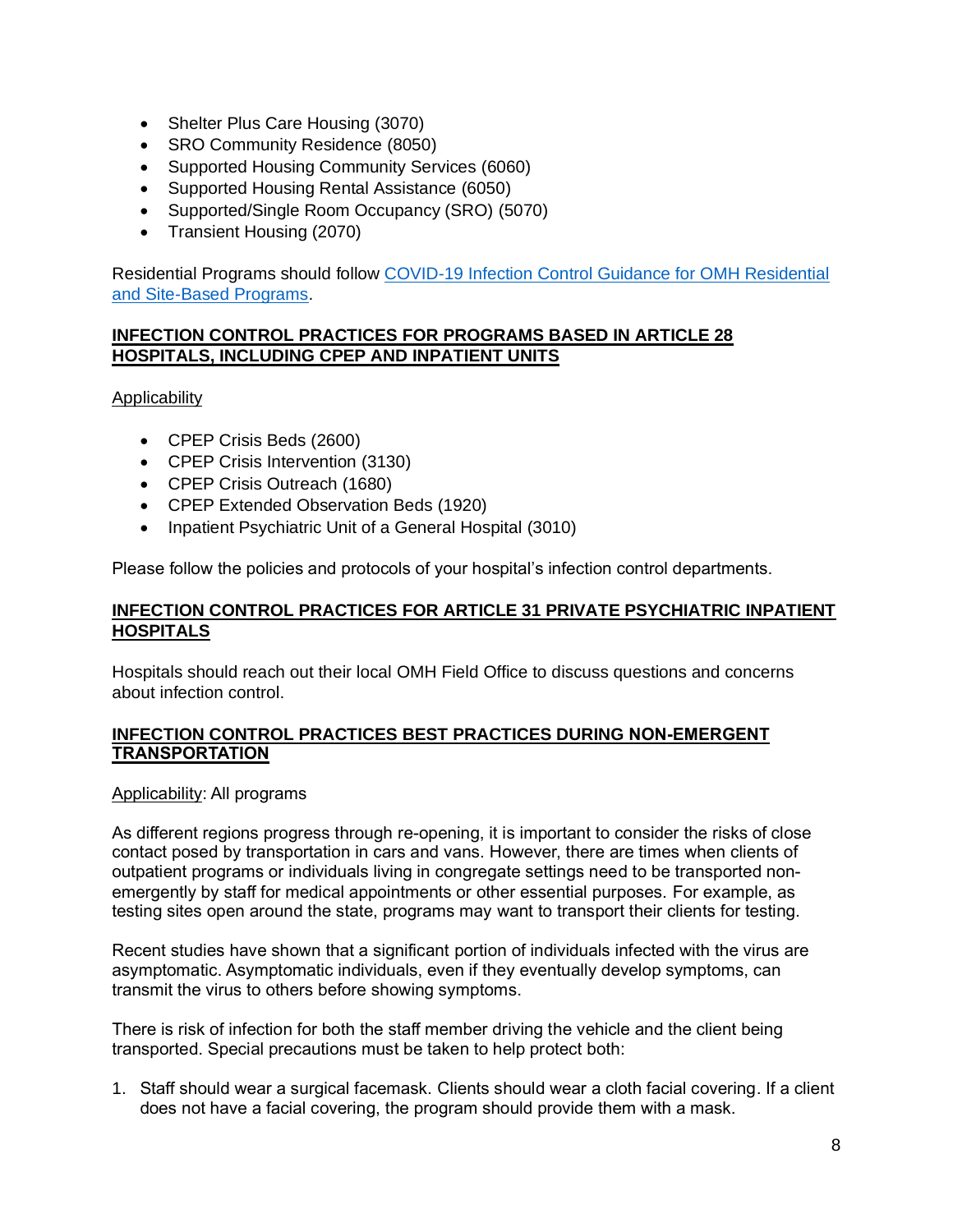- Shelter Plus Care Housing (3070)
- SRO Community Residence (8050)
- Supported Housing Community Services (6060)
- Supported Housing Rental Assistance (6050)
- Supported/Single Room Occupancy (SRO) (5070)
- Transient Housing (2070)

Residential Programs should follow [COVID-19 Infection Control Guidance for OMH Residential and Site-Based Programs](#).

## INFECTION CONTROL PRACTICES FOR PROGRAMS BASED IN ARTICLE 28 HOSPITALS, INCLUDING CPEP AND INPATIENT UNITS

Applicability

- CPEP Crisis Beds (2600)
- CPEP Crisis Intervention (3130)
- CPEP Crisis Outreach (1680)
- CPEP Extended Observation Beds (1920)
- Inpatient Psychiatric Unit of a General Hospital (3010)

Please follow the policies and protocols of your hospital's infection control departments.

## INFECTION CONTROL PRACTICES FOR ARTICLE 31 PRIVATE PSYCHIATRIC INPATIENT HOSPITALS

Hospitals should reach out their local OMH Field Office to discuss questions and concerns about infection control.

## INFECTION CONTROL PRACTICES BEST PRACTICES DURING NON-EMERGENT TRANSPORTATION

Applicability: All programs

As different regions progress through re-opening, it is important to consider the risks of close contact posed by transportation in cars and vans. However, there are times when clients of outpatient programs or individuals living in congregate settings need to be transported non-emergently by staff for medical appointments or other essential purposes. For example, as testing sites open around the state, programs may want to transport their clients for testing.

Recent studies have shown that a significant portion of individuals infected with the virus are asymptomatic. Asymptomatic individuals, even if they eventually develop symptoms, can transmit the virus to others before showing symptoms.

There is risk of infection for both the staff member driving the vehicle and the client being transported. Special precautions must be taken to help protect both:

1. Staff should wear a surgical facemask. Clients should wear a cloth facial covering. If a client does not have a facial covering, the program should provide them with a mask.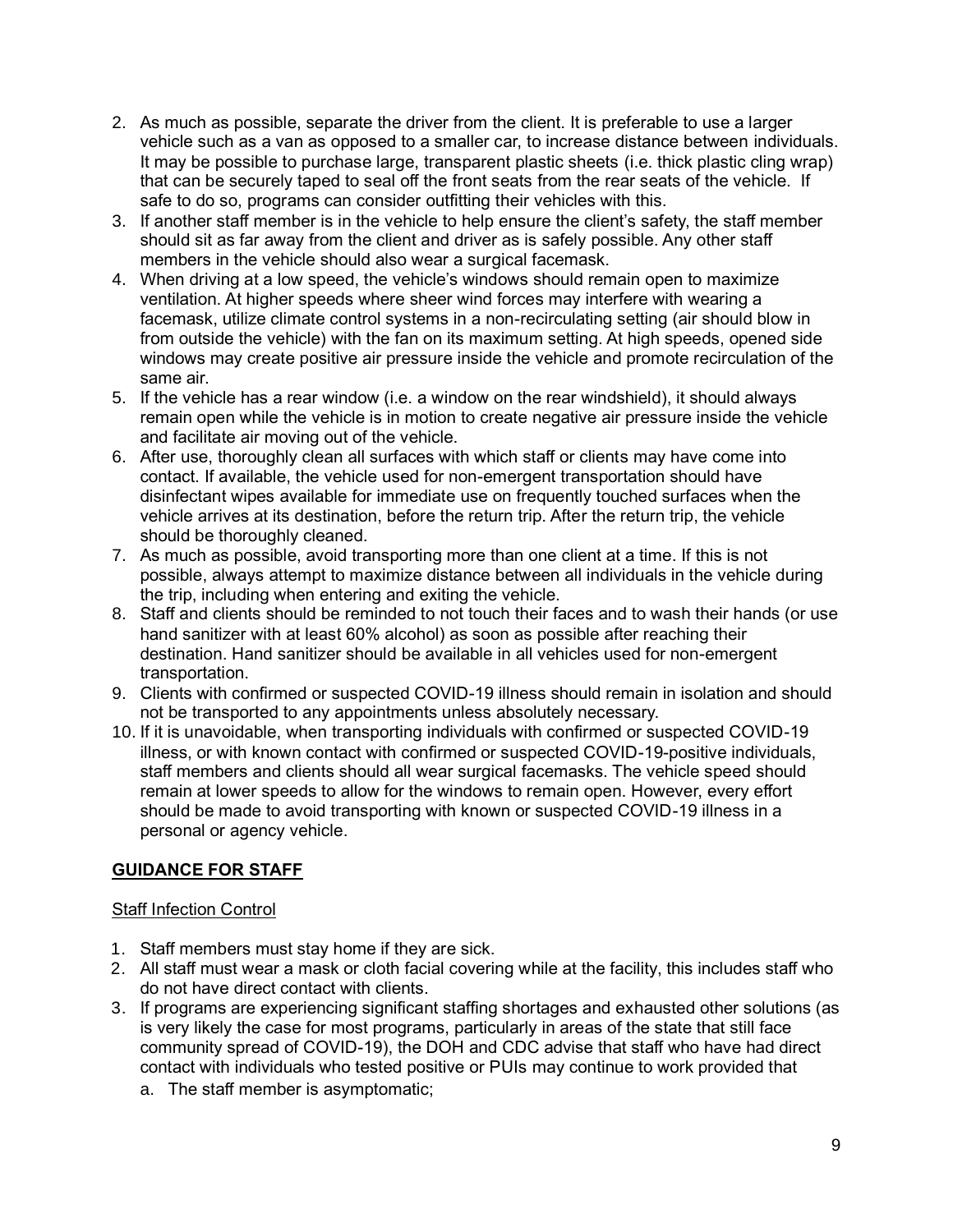2. As much as possible, separate the driver from the client. It is preferable to use a larger vehicle such as a van as opposed to a smaller car, to increase distance between individuals. It may be possible to purchase large, transparent plastic sheets (i.e. thick plastic cling wrap) that can be securely taped to seal off the front seats from the rear seats of the vehicle. If safe to do so, programs can consider outfitting their vehicles with this.
3. If another staff member is in the vehicle to help ensure the client's safety, the staff member should sit as far away from the client and driver as is safely possible. Any other staff members in the vehicle should also wear a surgical facemask.
4. When driving at a low speed, the vehicle's windows should remain open to maximize ventilation. At higher speeds where sheer wind forces may interfere with wearing a facemask, utilize climate control systems in a non-recirculating setting (air should blow in from outside the vehicle) with the fan on its maximum setting. At high speeds, opened side windows may create positive air pressure inside the vehicle and promote recirculation of the same air.
5. If the vehicle has a rear window (i.e. a window on the rear windshield), it should always remain open while the vehicle is in motion to create negative air pressure inside the vehicle and facilitate air moving out of the vehicle.
6. After use, thoroughly clean all surfaces with which staff or clients may have come into contact. If available, the vehicle used for non-emergent transportation should have disinfectant wipes available for immediate use on frequently touched surfaces when the vehicle arrives at its destination, before the return trip. After the return trip, the vehicle should be thoroughly cleaned.
7. As much as possible, avoid transporting more than one client at a time. If this is not possible, always attempt to maximize distance between all individuals in the vehicle during the trip, including when entering and exiting the vehicle.
8. Staff and clients should be reminded to not touch their faces and to wash their hands (or use hand sanitizer with at least 60% alcohol) as soon as possible after reaching their destination. Hand sanitizer should be available in all vehicles used for non-emergent transportation.
9. Clients with confirmed or suspected COVID-19 illness should remain in isolation and should not be transported to any appointments unless absolutely necessary.
10. If it is unavoidable, when transporting individuals with confirmed or suspected COVID-19 illness, or with known contact with confirmed or suspected COVID-19-positive individuals, staff members and clients should all wear surgical facemasks. The vehicle speed should remain at lower speeds to allow for the windows to remain open. However, every effort should be made to avoid transporting with known or suspected COVID-19 illness in a personal or agency vehicle.

## GUIDANCE FOR STAFF

### Staff Infection Control

1. Staff members must stay home if they are sick.
2. All staff must wear a mask or cloth facial covering while at the facility, this includes staff who do not have direct contact with clients.
3. If programs are experiencing significant staffing shortages and exhausted other solutions (as is very likely the case for most programs, particularly in areas of the state that still face community spread of COVID-19), the DOH and CDC advise that staff who have had direct contact with individuals who tested positive or PUIs may continue to work provided that
   a. The staff member is asymptomatic;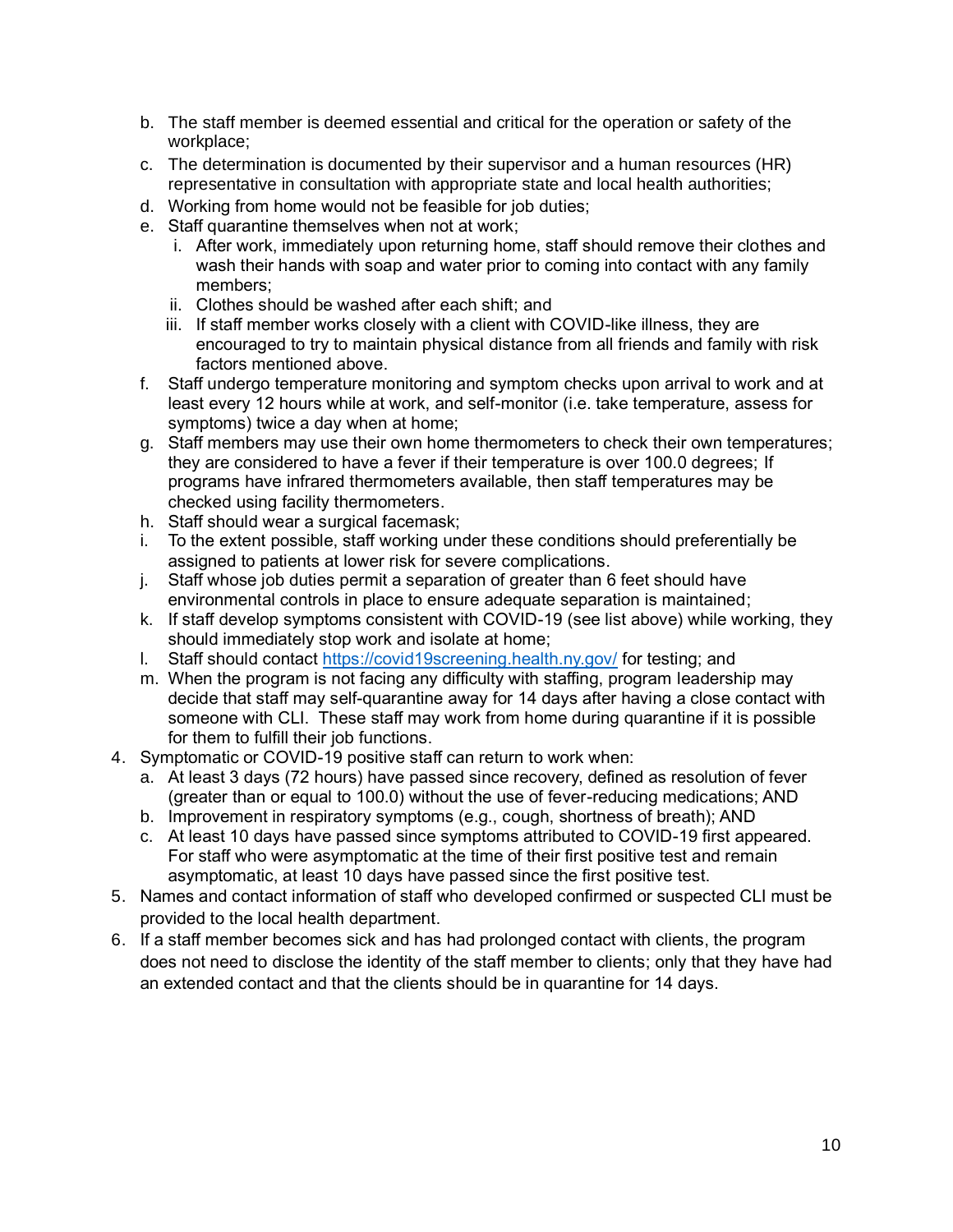b. The staff member is deemed essential and critical for the operation or safety of the workplace;
c. The determination is documented by their supervisor and a human resources (HR) representative in consultation with appropriate state and local health authorities;
d. Working from home would not be feasible for job duties;
e. Staff quarantine themselves when not at work;
    i. After work, immediately upon returning home, staff should remove their clothes and wash their hands with soap and water prior to coming into contact with any family members;
    ii. Clothes should be washed after each shift; and
    iii. If staff member works closely with a client with COVID-like illness, they are encouraged to try to maintain physical distance from all friends and family with risk factors mentioned above.
f. Staff undergo temperature monitoring and symptom checks upon arrival to work and at least every 12 hours while at work, and self-monitor (i.e. take temperature, assess for symptoms) twice a day when at home;
g. Staff members may use their own home thermometers to check their own temperatures; they are considered to have a fever if their temperature is over 100.0 degrees; If programs have infrared thermometers available, then staff temperatures may be checked using facility thermometers.
h. Staff should wear a surgical facemask;
i. To the extent possible, staff working under these conditions should preferentially be assigned to patients at lower risk for severe complications.
j. Staff whose job duties permit a separation of greater than 6 feet should have environmental controls in place to ensure adequate separation is maintained;
k. If staff develop symptoms consistent with COVID-19 (see list above) while working, they should immediately stop work and isolate at home;
l. Staff should contact https://covid19screening.health.ny.gov/ for testing; and
m. When the program is not facing any difficulty with staffing, program leadership may decide that staff may self-quarantine away for 14 days after having a close contact with someone with CLI. These staff may work from home during quarantine if it is possible for them to fulfill their job functions.

4. Symptomatic or COVID-19 positive staff can return to work when:
    a. At least 3 days (72 hours) have passed since recovery, defined as resolution of fever (greater than or equal to 100.0) without the use of fever-reducing medications; AND
    b. Improvement in respiratory symptoms (e.g., cough, shortness of breath); AND
    c. At least 10 days have passed since symptoms attributed to COVID-19 first appeared. For staff who were asymptomatic at the time of their first positive test and remain asymptomatic, at least 10 days have passed since the first positive test.
5. Names and contact information of staff who developed confirmed or suspected CLI must be provided to the local health department.
6. If a staff member becomes sick and has had prolonged contact with clients, the program does not need to disclose the identity of the staff member to clients; only that they have had an extended contact and that the clients should be in quarantine for 14 days.